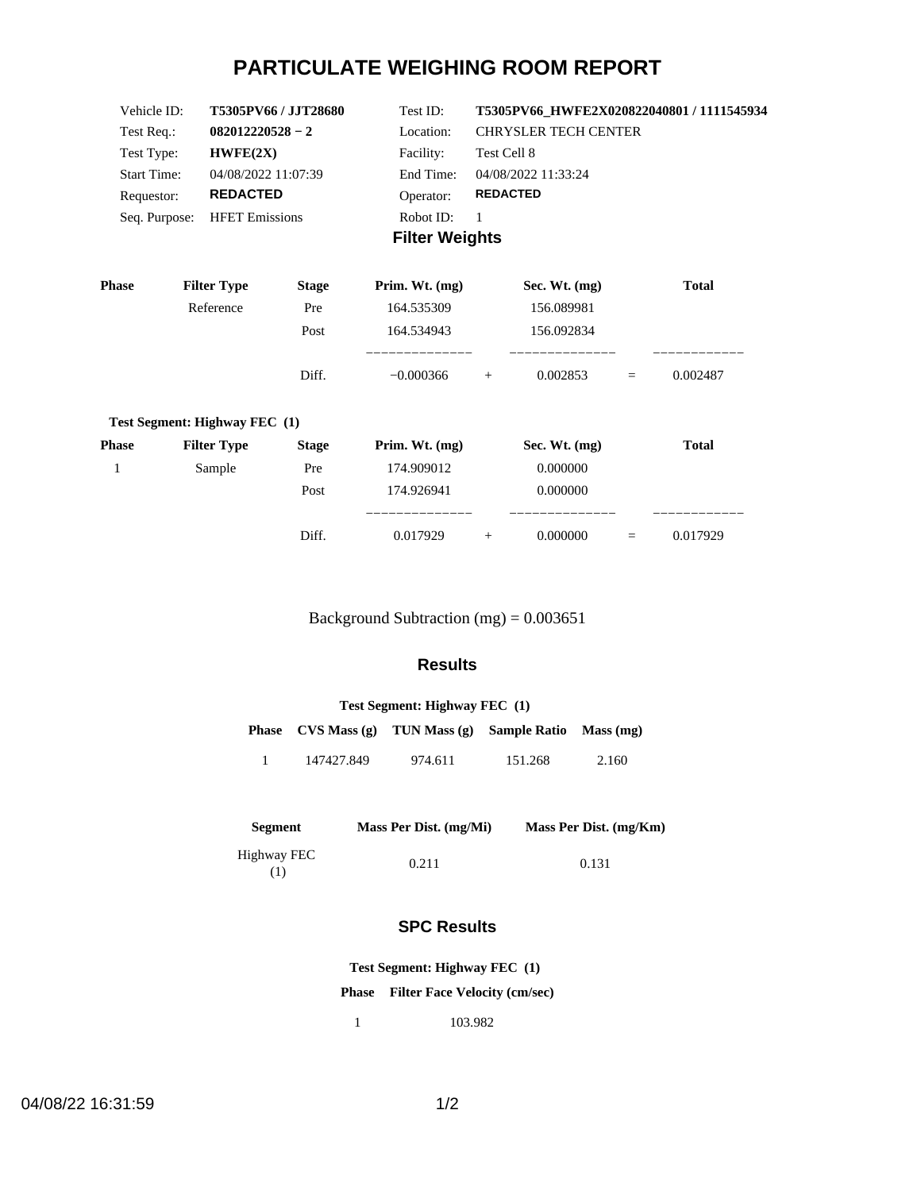# PARTICULATE WEIGHING ROOM REPORT

| | | | |
|---|---|---|---|
| Vehicle ID: | **T5305PV66 / JJT28680** | Test ID: | **T5305PV66_HWFE2X020822040801 / 1111545934** |
| Test Req.: | **082012220528 − 2** | Location: | CHRYSLER TECH CENTER |
| Test Type: | **HWFE(2X)** | Facility: | Test Cell 8 |
| Start Time: | 04/08/2022 11:07:39 | End Time: | 04/08/2022 11:33:24 |
| Requestor: | **REDACTED** | Operator: | **REDACTED** |
| Seq. Purpose: | HFET Emissions | Robot ID: | 1 |

## Filter Weights

| Phase | Filter Type | Stage | Prim. Wt. (mg) | | Sec. Wt. (mg) | | Total |
|---|---|---|---|---|---|---|---|
| | Reference | Pre | 164.535309 | | 156.089981 | | |
| | | Post | 164.534943 | | 156.092834 | | |
| | | Diff. | −0.000366 | + | 0.002853 | = | 0.002487 |

**Test Segment: Highway FEC (1)**

| Phase | Filter Type | Stage | Prim. Wt. (mg) | | Sec. Wt. (mg) | | Total |
|---|---|---|---|---|---|---|---|
| 1 | Sample | Pre | 174.909012 | | 0.000000 | | |
| | | Post | 174.926941 | | 0.000000 | | |
| | | Diff. | 0.017929 | + | 0.000000 | = | 0.017929 |

Background Subtraction (mg) = 0.003651

## Results

**Test Segment: Highway FEC (1)**

| Phase | CVS Mass (g) | TUN Mass (g) | Sample Ratio | Mass (mg) |
|---|---|---|---|---|
| 1 | 147427.849 | 974.611 | 151.268 | 2.160 |

| Segment | Mass Per Dist. (mg/Mi) | Mass Per Dist. (mg/Km) |
|---|---|---|
| Highway FEC (1) | 0.211 | 0.131 |

## SPC Results

**Test Segment: Highway FEC (1)**

| Phase | Filter Face Velocity (cm/sec) |
|---|---|
| 1 | 103.982 |

04/08/22 16:31:59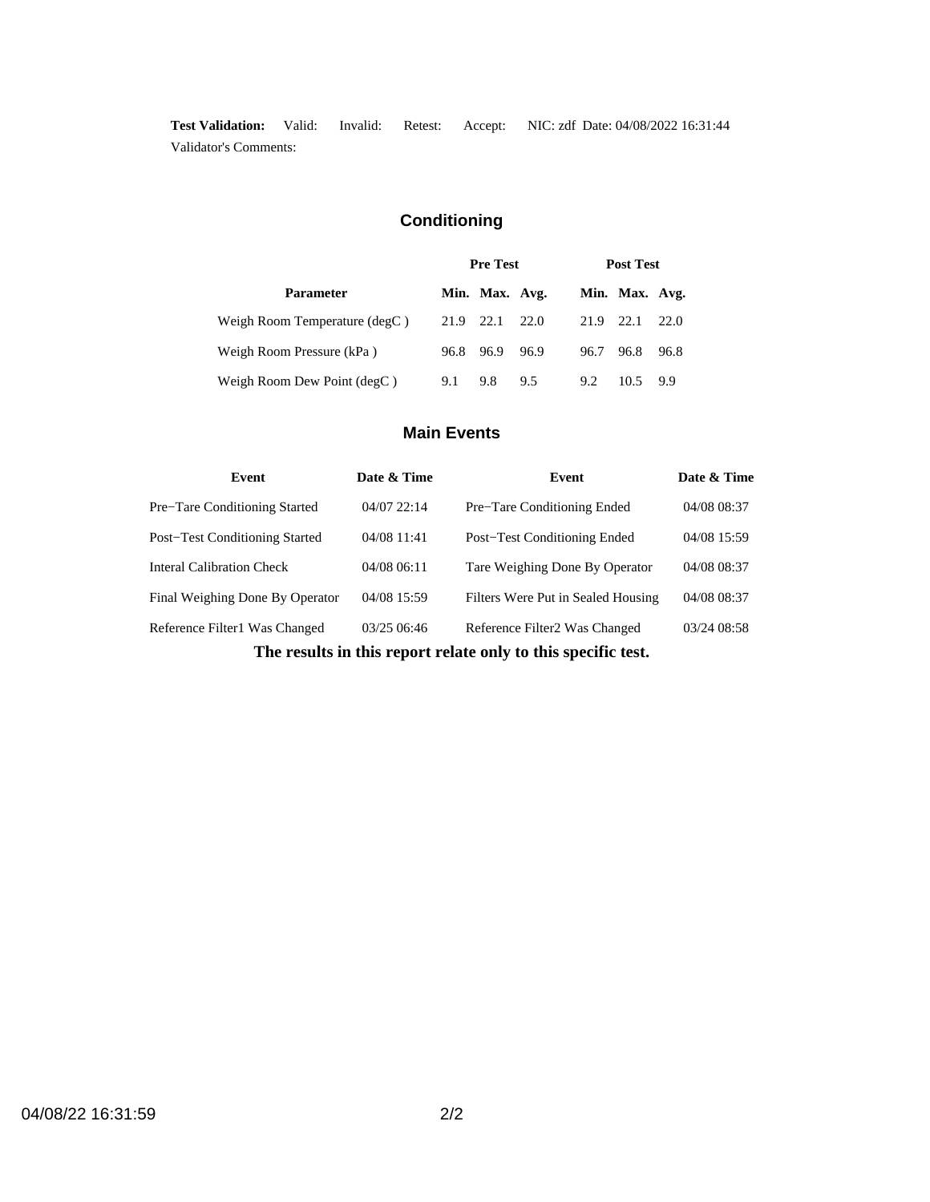**Test Validation:** Valid: Invalid: Retest: Accept: NIC: zdf Date: 04/08/2022 16:31:44

Validator's Comments:

## Conditioning

| Parameter | Pre Test Min. | Pre Test Max. | Pre Test Avg. | Post Test Min. | Post Test Max. | Post Test Avg. |
|---|---|---|---|---|---|---|
| Weigh Room Temperature (degC ) | 21.9 | 22.1 | 22.0 | 21.9 | 22.1 | 22.0 |
| Weigh Room Pressure (kPa ) | 96.8 | 96.9 | 96.9 | 96.7 | 96.8 | 96.8 |
| Weigh Room Dew Point (degC ) | 9.1 | 9.8 | 9.5 | 9.2 | 10.5 | 9.9 |

## Main Events

| Event | Date & Time | Event | Date & Time |
|---|---|---|---|
| Pre−Tare Conditioning Started | 04/07 22:14 | Pre−Tare Conditioning Ended | 04/08 08:37 |
| Post−Test Conditioning Started | 04/08 11:41 | Post−Test Conditioning Ended | 04/08 15:59 |
| Interal Calibration Check | 04/08 06:11 | Tare Weighing Done By Operator | 04/08 08:37 |
| Final Weighing Done By Operator | 04/08 15:59 | Filters Were Put in Sealed Housing | 04/08 08:37 |
| Reference Filter1 Was Changed | 03/25 06:46 | Reference Filter2 Was Changed | 03/24 08:58 |

**The results in this report relate only to this specific test.**

04/08/22 16:31:59